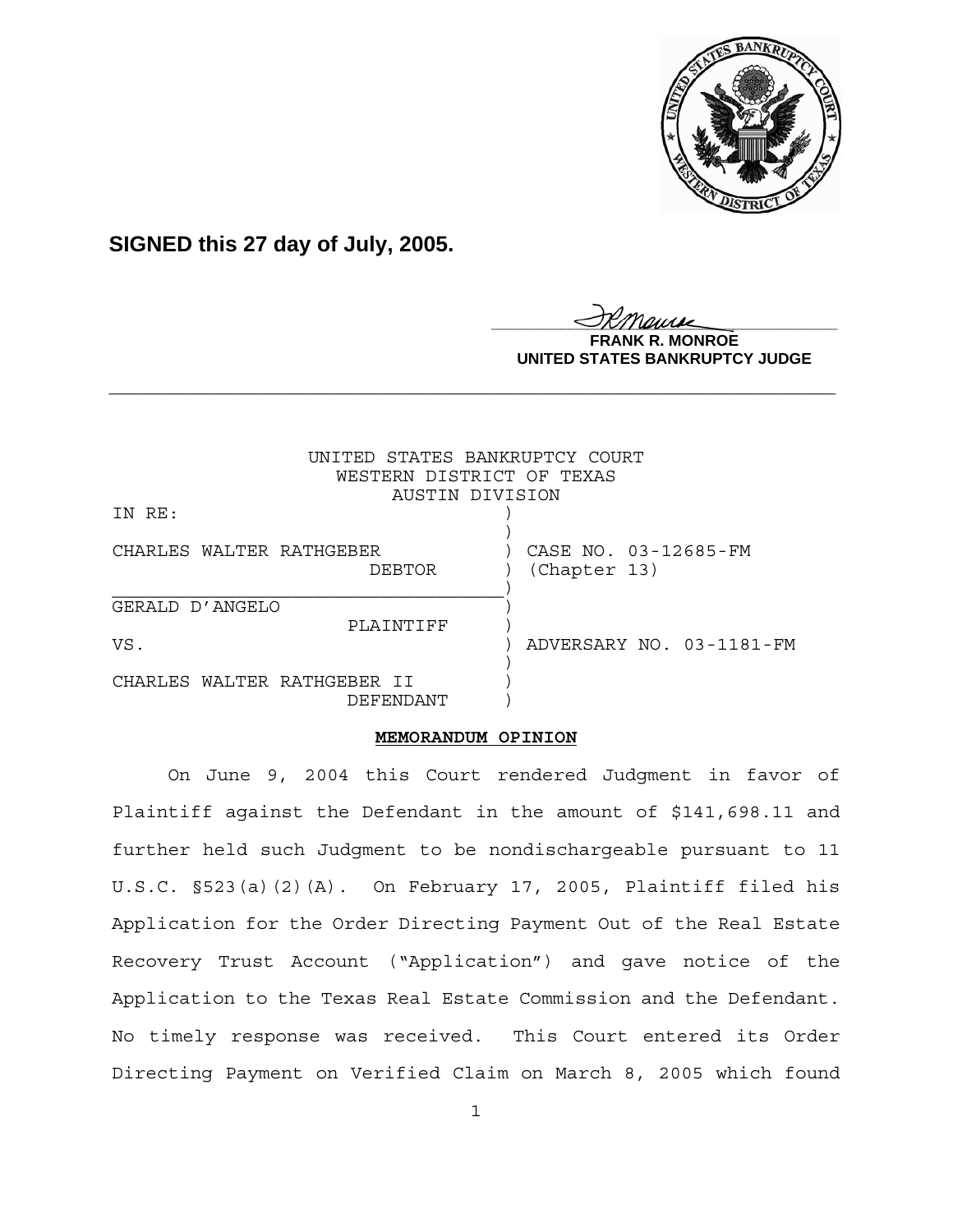**SIGNED this 27 day of July, 2005.**

**FRANK R. MONROE**
**UNITED STATES BANKRUPTCY JUDGE**

---

UNITED STATES BANKRUPTCY COURT
WESTERN DISTRICT OF TEXAS
AUSTIN DIVISION

| | | |
|---|---|---|
| IN RE: | ) | |
| | ) | |
| CHARLES WALTER RATHGEBER | ) | CASE NO. 03-12685-FM |
| DEBTOR | ) | (Chapter 13) |
| | ) | |
| GERALD D'ANGELO | ) | |
| PLAINTIFF | ) | |
| VS. | ) | ADVERSARY NO. 03-1181-FM |
| | ) | |
| CHARLES WALTER RATHGEBER II | ) | |
| DEFENDANT | ) | |

**MEMORANDUM OPINION**

On June 9, 2004 this Court rendered Judgment in favor of Plaintiff against the Defendant in the amount of $141,698.11 and further held such Judgment to be nondischargeable pursuant to 11 U.S.C. §523(a)(2)(A). On February 17, 2005, Plaintiff filed his Application for the Order Directing Payment Out of the Real Estate Recovery Trust Account ("Application") and gave notice of the Application to the Texas Real Estate Commission and the Defendant. No timely response was received. This Court entered its Order Directing Payment on Verified Claim on March 8, 2005 which found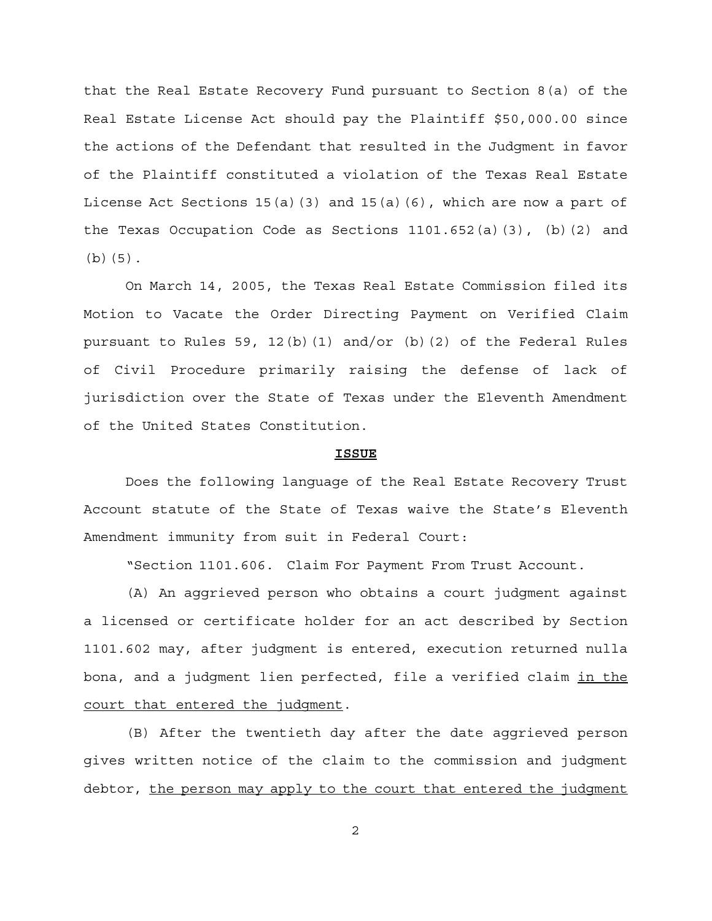that the Real Estate Recovery Fund pursuant to Section 8(a) of the Real Estate License Act should pay the Plaintiff $50,000.00 since the actions of the Defendant that resulted in the Judgment in favor of the Plaintiff constituted a violation of the Texas Real Estate License Act Sections 15(a)(3) and 15(a)(6), which are now a part of the Texas Occupation Code as Sections 1101.652(a)(3), (b)(2) and (b)(5).

On March 14, 2005, the Texas Real Estate Commission filed its Motion to Vacate the Order Directing Payment on Verified Claim pursuant to Rules 59, 12(b)(1) and/or (b)(2) of the Federal Rules of Civil Procedure primarily raising the defense of lack of jurisdiction over the State of Texas under the Eleventh Amendment of the United States Constitution.

## ISSUE

Does the following language of the Real Estate Recovery Trust Account statute of the State of Texas waive the State's Eleventh Amendment immunity from suit in Federal Court:

"Section 1101.606. Claim For Payment From Trust Account.

(A) An aggrieved person who obtains a court judgment against a licensed or certificate holder for an act described by Section 1101.602 may, after judgment is entered, execution returned nulla bona, and a judgment lien perfected, file a verified claim <u>in the court that entered the judgment</u>.

(B) After the twentieth day after the date aggrieved person gives written notice of the claim to the commission and judgment debtor, <u>the person may apply to the court that entered the judgment</u>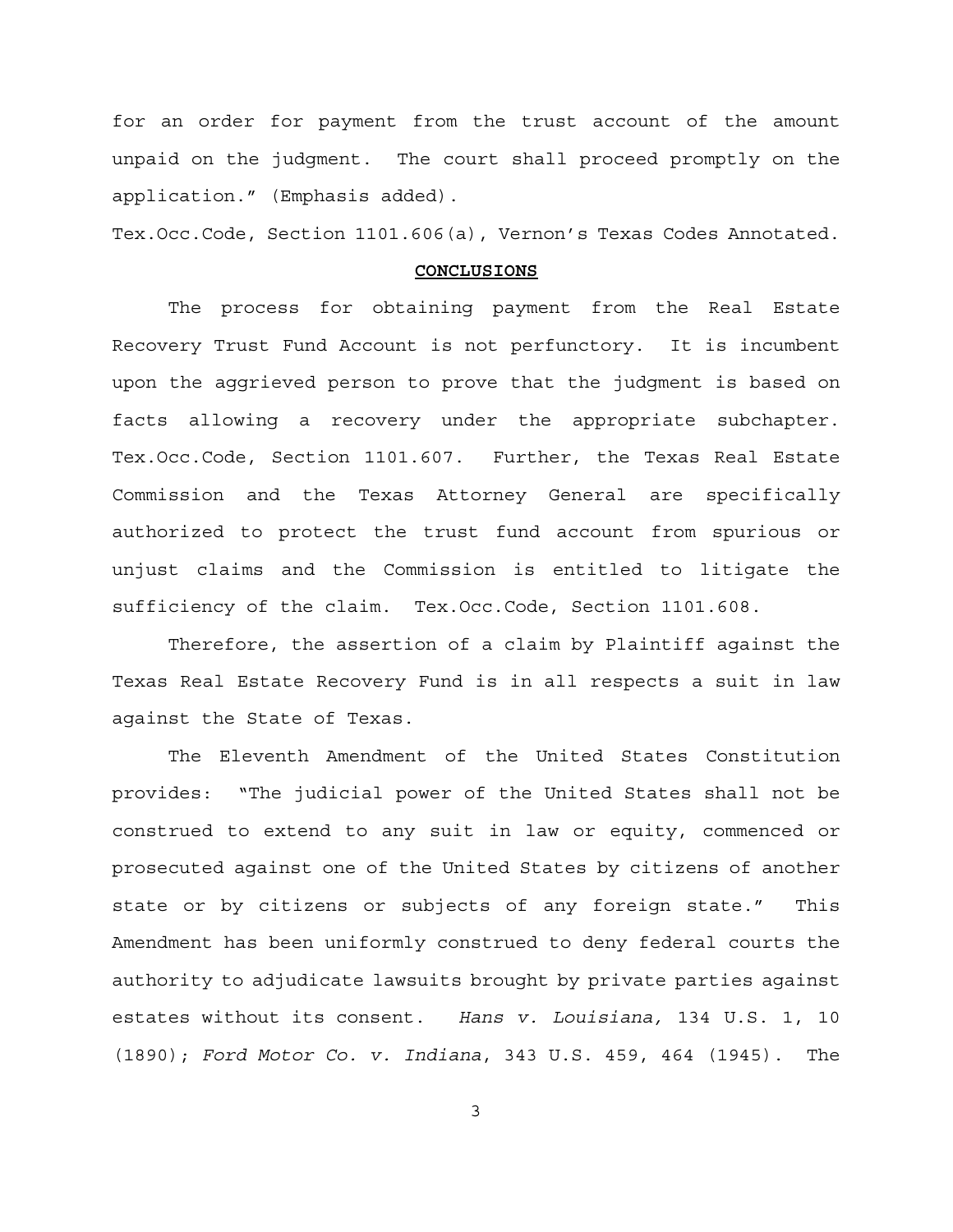for an order for payment from the trust account of the amount unpaid on the judgment. The court shall proceed promptly on the application." (Emphasis added).

Tex.Occ.Code, Section 1101.606(a), Vernon's Texas Codes Annotated.

## **CONCLUSIONS**

The process for obtaining payment from the Real Estate Recovery Trust Fund Account is not perfunctory. It is incumbent upon the aggrieved person to prove that the judgment is based on facts allowing a recovery under the appropriate subchapter. Tex.Occ.Code, Section 1101.607. Further, the Texas Real Estate Commission and the Texas Attorney General are specifically authorized to protect the trust fund account from spurious or unjust claims and the Commission is entitled to litigate the sufficiency of the claim. Tex.Occ.Code, Section 1101.608.

Therefore, the assertion of a claim by Plaintiff against the Texas Real Estate Recovery Fund is in all respects a suit in law against the State of Texas.

The Eleventh Amendment of the United States Constitution provides: "The judicial power of the United States shall not be construed to extend to any suit in law or equity, commenced or prosecuted against one of the United States by citizens of another state or by citizens or subjects of any foreign state." This Amendment has been uniformly construed to deny federal courts the authority to adjudicate lawsuits brought by private parties against estates without its consent. *Hans v. Louisiana,* 134 U.S. 1, 10 (1890); *Ford Motor Co. v. Indiana*, 343 U.S. 459, 464 (1945). The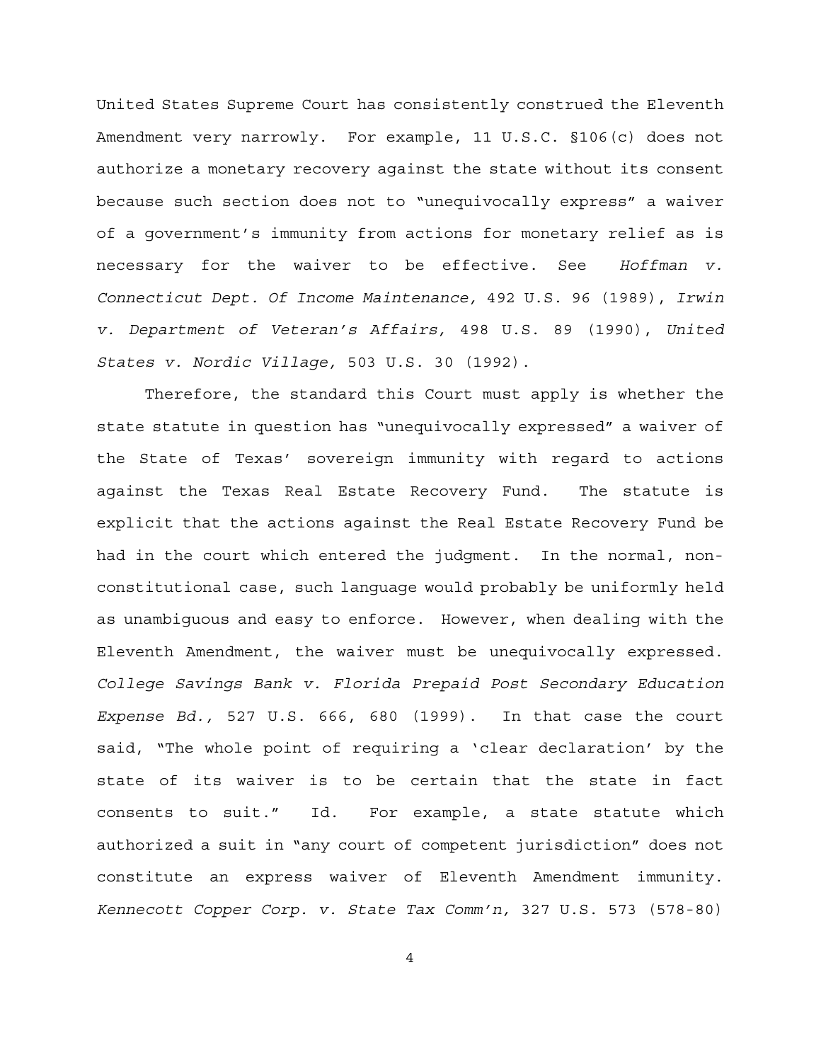United States Supreme Court has consistently construed the Eleventh Amendment very narrowly. For example, 11 U.S.C. §106(c) does not authorize a monetary recovery against the state without its consent because such section does not to "unequivocally express" a waiver of a government's immunity from actions for monetary relief as is necessary for the waiver to be effective. See *Hoffman v. Connecticut Dept. Of Income Maintenance,* 492 U.S. 96 (1989), *Irwin v. Department of Veteran's Affairs,* 498 U.S. 89 (1990), *United States v. Nordic Village,* 503 U.S. 30 (1992).

Therefore, the standard this Court must apply is whether the state statute in question has "unequivocally expressed" a waiver of the State of Texas' sovereign immunity with regard to actions against the Texas Real Estate Recovery Fund. The statute is explicit that the actions against the Real Estate Recovery Fund be had in the court which entered the judgment. In the normal, non-constitutional case, such language would probably be uniformly held as unambiguous and easy to enforce. However, when dealing with the Eleventh Amendment, the waiver must be unequivocally expressed. *College Savings Bank v. Florida Prepaid Post Secondary Education Expense Bd.,* 527 U.S. 666, 680 (1999). In that case the court said, "The whole point of requiring a 'clear declaration' by the state of its waiver is to be certain that the state in fact consents to suit." Id. For example, a state statute which authorized a suit in "any court of competent jurisdiction" does not constitute an express waiver of Eleventh Amendment immunity. *Kennecott Copper Corp. v. State Tax Comm'n,* 327 U.S. 573 (578-80)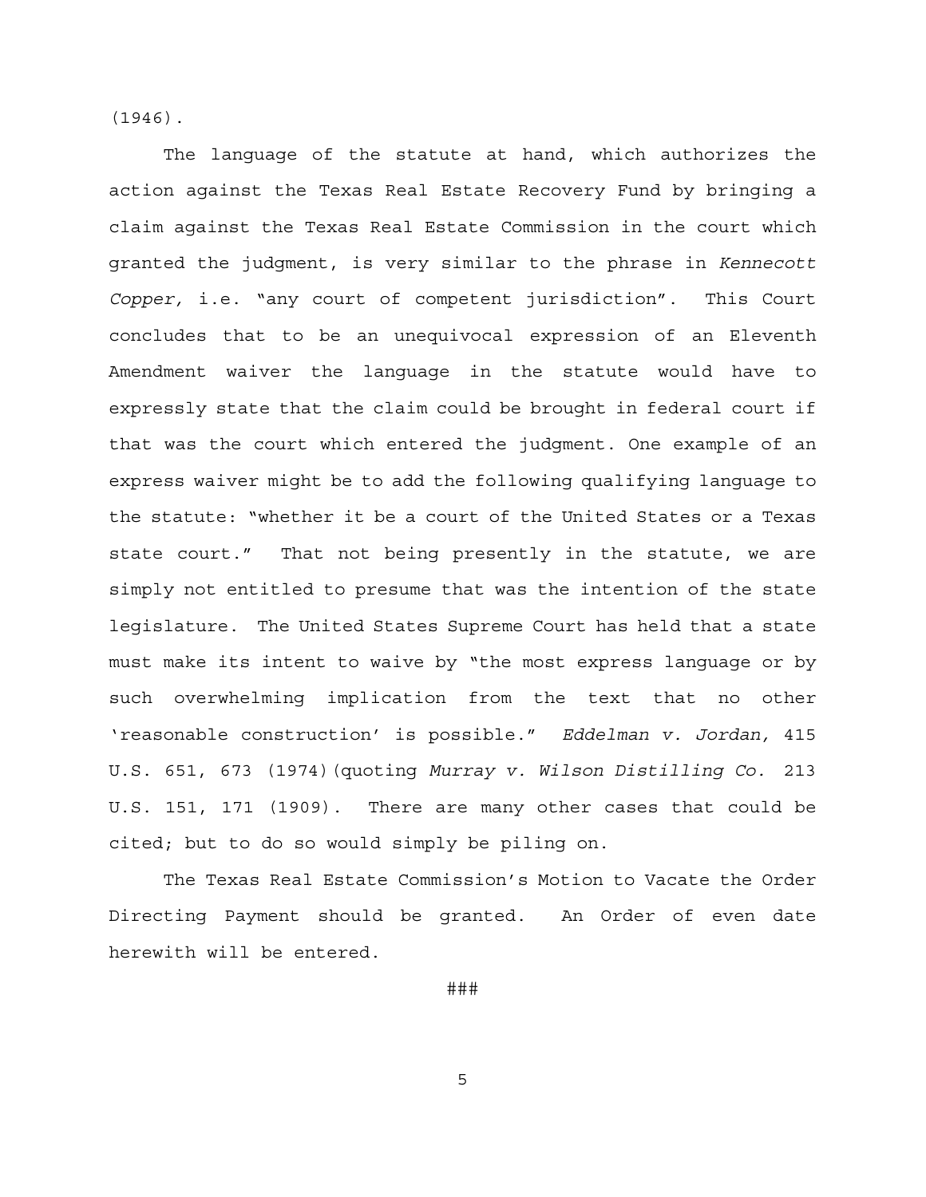(1946).

The language of the statute at hand, which authorizes the action against the Texas Real Estate Recovery Fund by bringing a claim against the Texas Real Estate Commission in the court which granted the judgment, is very similar to the phrase in *Kennecott Copper,* i.e. "any court of competent jurisdiction". This Court concludes that to be an unequivocal expression of an Eleventh Amendment waiver the language in the statute would have to expressly state that the claim could be brought in federal court if that was the court which entered the judgment. One example of an express waiver might be to add the following qualifying language to the statute: "whether it be a court of the United States or a Texas state court." That not being presently in the statute, we are simply not entitled to presume that was the intention of the state legislature. The United States Supreme Court has held that a state must make its intent to waive by "the most express language or by such overwhelming implication from the text that no other 'reasonable construction' is possible." *Eddelman v. Jordan,* 415 U.S. 651, 673 (1974)(quoting *Murray v. Wilson Distilling Co.* 213 U.S. 151, 171 (1909). There are many other cases that could be cited; but to do so would simply be piling on.

The Texas Real Estate Commission's Motion to Vacate the Order Directing Payment should be granted. An Order of even date herewith will be entered.

###